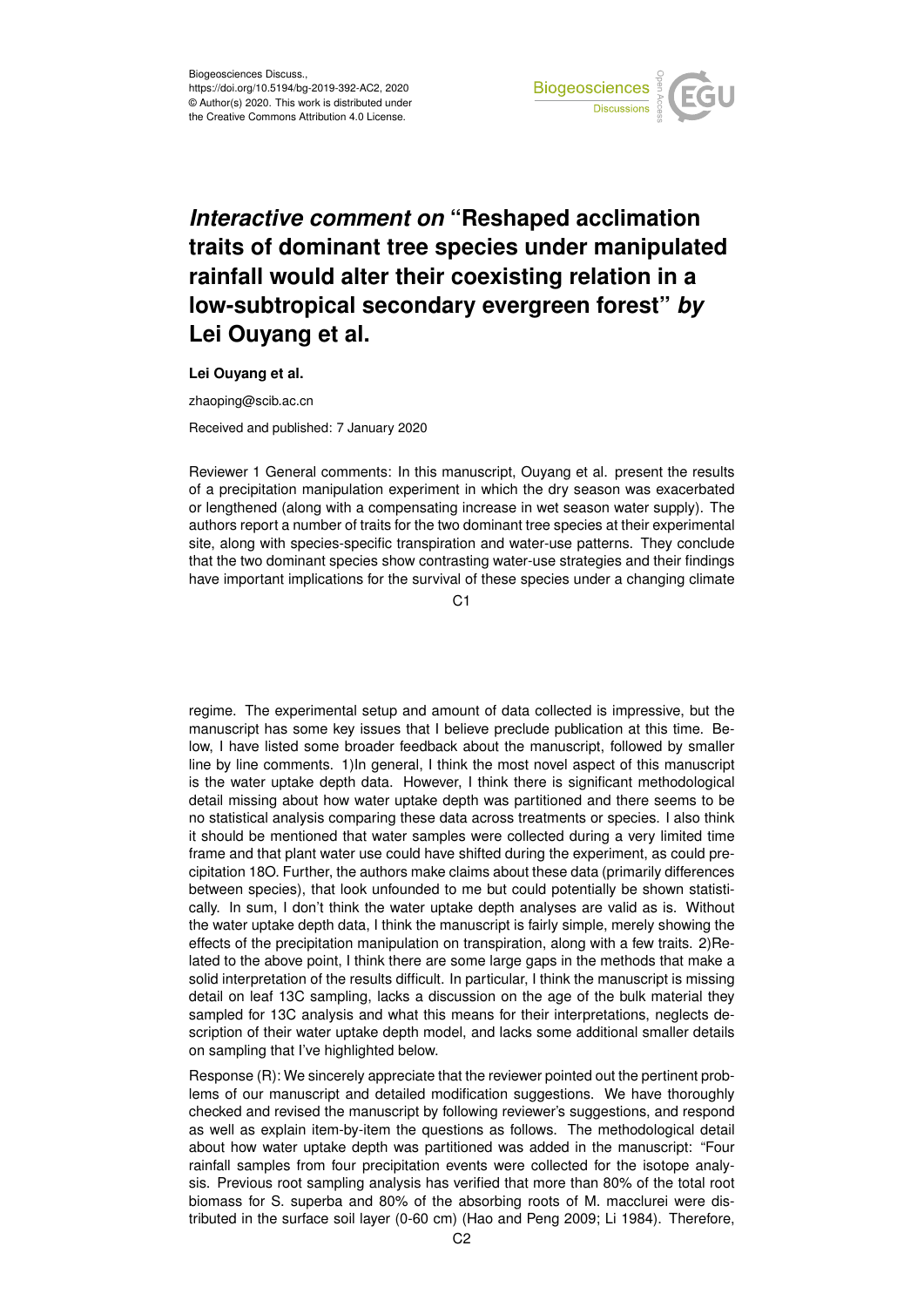Biogeosciences Discuss.,
https://doi.org/10.5194/bg-2019-392-AC2, 2020
© Author(s) 2020. This work is distributed under
the Creative Commons Attribution 4.0 License.

# *Interactive comment on* "Reshaped acclimation traits of dominant tree species under manipulated rainfall would alter their coexisting relation in a low-subtropical secondary evergreen forest" *by* Lei Ouyang et al.

**Lei Ouyang et al.**

zhaoping@scib.ac.cn

Received and published: 7 January 2020

Reviewer 1 General comments: In this manuscript, Ouyang et al. present the results of a precipitation manipulation experiment in which the dry season was exacerbated or lengthened (along with a compensating increase in wet season water supply). The authors report a number of traits for the two dominant tree species at their experimental site, along with species-specific transpiration and water-use patterns. They conclude that the two dominant species show contrasting water-use strategies and their findings have important implications for the survival of these species under a changing climate regime. The experimental setup and amount of data collected is impressive, but the manuscript has some key issues that I believe preclude publication at this time. Below, I have listed some broader feedback about the manuscript, followed by smaller line by line comments. 1)In general, I think the most novel aspect of this manuscript is the water uptake depth data. However, I think there is significant methodological detail missing about how water uptake depth was partitioned and there seems to be no statistical analysis comparing these data across treatments or species. I also think it should be mentioned that water samples were collected during a very limited time frame and that plant water use could have shifted during the experiment, as could precipitation 18O. Further, the authors make claims about these data (primarily differences between species), that look unfounded to me but could potentially be shown statistically. In sum, I don't think the water uptake depth analyses are valid as is. Without the water uptake depth data, I think the manuscript is fairly simple, merely showing the effects of the precipitation manipulation on transpiration, along with a few traits. 2)Related to the above point, I think there are some large gaps in the methods that make a solid interpretation of the results difficult. In particular, I think the manuscript is missing detail on leaf 13C sampling, lacks a discussion on the age of the bulk material they sampled for 13C analysis and what this means for their interpretations, neglects description of their water uptake depth model, and lacks some additional smaller details on sampling that I've highlighted below.

Response (R): We sincerely appreciate that the reviewer pointed out the pertinent problems of our manuscript and detailed modification suggestions. We have thoroughly checked and revised the manuscript by following reviewer's suggestions, and respond as well as explain item-by-item the questions as follows. The methodological detail about how water uptake depth was partitioned was added in the manuscript: "Four rainfall samples from four precipitation events were collected for the isotope analysis. Previous root sampling analysis has verified that more than 80% of the total root biomass for S. superba and 80% of the absorbing roots of M. macclurei were distributed in the surface soil layer (0-60 cm) (Hao and Peng 2009; Li 1984). Therefore,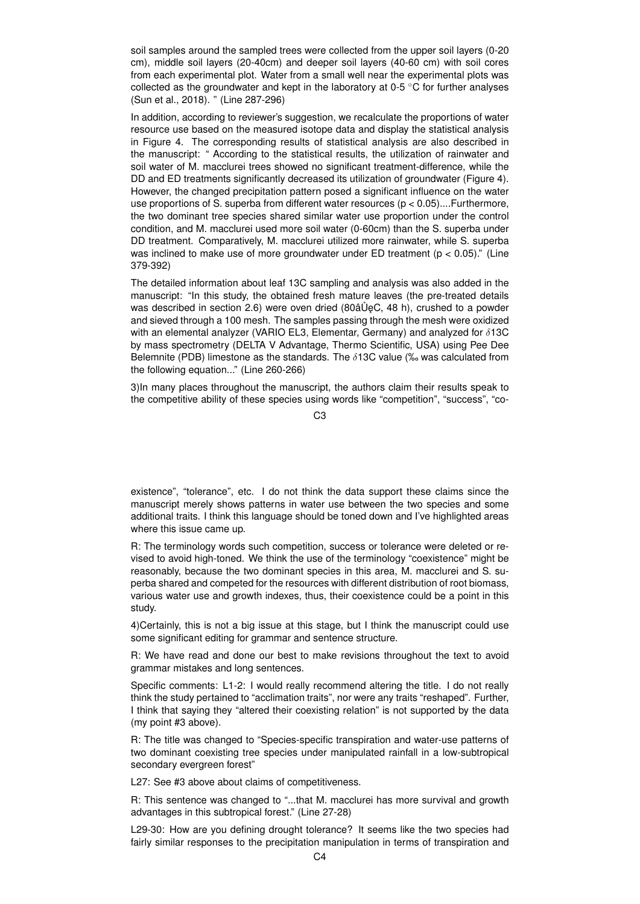soil samples around the sampled trees were collected from the upper soil layers (0-20 cm), middle soil layers (20-40cm) and deeper soil layers (40-60 cm) with soil cores from each experimental plot. Water from a small well near the experimental plots was collected as the groundwater and kept in the laboratory at 0-5 °C for further analyses (Sun et al., 2018). " (Line 287-296)

In addition, according to reviewer's suggestion, we recalculate the proportions of water resource use based on the measured isotope data and display the statistical analysis in Figure 4. The corresponding results of statistical analysis are also described in the manuscript: " According to the statistical results, the utilization of rainwater and soil water of M. macclurei trees showed no significant treatment-difference, while the DD and ED treatments significantly decreased its utilization of groundwater (Figure 4). However, the changed precipitation pattern posed a significant influence on the water use proportions of S. superba from different water resources ($p < 0.05$)....Furthermore, the two dominant tree species shared similar water use proportion under the control condition, and M. macclurei used more soil water (0-60cm) than the S. superba under DD treatment. Comparatively, M. macclurei utilized more rainwater, while S. superba was inclined to make use of more groundwater under ED treatment ($p < 0.05$)." (Line 379-392)

The detailed information about leaf 13C sampling and analysis was also added in the manuscript: "In this study, the obtained fresh mature leaves (the pre-treated details was described in section 2.6) were oven dried (80âŮęC, 48 h), crushed to a powder and sieved through a 100 mesh. The samples passing through the mesh were oxidized with an elemental analyzer (VARIO EL3, Elementar, Germany) and analyzed for $\delta$13C by mass spectrometry (DELTA V Advantage, Thermo Scientific, USA) using Pee Dee Belemnite (PDB) limestone as the standards. The $\delta$13C value (‰ was calculated from the following equation..." (Line 260-266)

3)In many places throughout the manuscript, the authors claim their results speak to the competitive ability of these species using words like "competition", "success", "co-existence", "tolerance", etc. I do not think the data support these claims since the manuscript merely shows patterns in water use between the two species and some additional traits. I think this language should be toned down and I've highlighted areas where this issue came up.

R: The terminology words such competition, success or tolerance were deleted or revised to avoid high-toned. We think the use of the terminology "coexistence" might be reasonably, because the two dominant species in this area, M. macclurei and S. superba shared and competed for the resources with different distribution of root biomass, various water use and growth indexes, thus, their coexistence could be a point in this study.

4)Certainly, this is not a big issue at this stage, but I think the manuscript could use some significant editing for grammar and sentence structure.

R: We have read and done our best to make revisions throughout the text to avoid grammar mistakes and long sentences.

Specific comments: L1-2: I would really recommend altering the title. I do not really think the study pertained to "acclimation traits", nor were any traits "reshaped". Further, I think that saying they "altered their coexisting relation" is not supported by the data (my point #3 above).

R: The title was changed to "Species-specific transpiration and water-use patterns of two dominant coexisting tree species under manipulated rainfall in a low-subtropical secondary evergreen forest"

L27: See #3 above about claims of competitiveness.

R: This sentence was changed to "...that M. macclurei has more survival and growth advantages in this subtropical forest." (Line 27-28)

L29-30: How are you defining drought tolerance? It seems like the two species had fairly similar responses to the precipitation manipulation in terms of transpiration and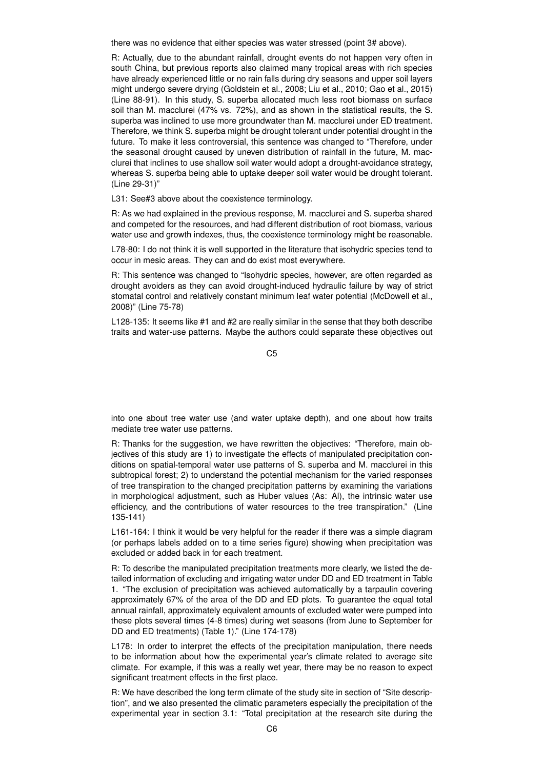there was no evidence that either species was water stressed (point 3# above).

R: Actually, due to the abundant rainfall, drought events do not happen very often in south China, but previous reports also claimed many tropical areas with rich species have already experienced little or no rain falls during dry seasons and upper soil layers might undergo severe drying (Goldstein et al., 2008; Liu et al., 2010; Gao et al., 2015) (Line 88-91). In this study, S. superba allocated much less root biomass on surface soil than M. macclurei (47% vs. 72%), and as shown in the statistical results, the S. superba was inclined to use more groundwater than M. macclurei under ED treatment. Therefore, we think S. superba might be drought tolerant under potential drought in the future. To make it less controversial, this sentence was changed to "Therefore, under the seasonal drought caused by uneven distribution of rainfall in the future, M. macclurei that inclines to use shallow soil water would adopt a drought-avoidance strategy, whereas S. superba being able to uptake deeper soil water would be drought tolerant. (Line 29-31)"

L31: See#3 above about the coexistence terminology.

R: As we had explained in the previous response, M. macclurei and S. superba shared and competed for the resources, and had different distribution of root biomass, various water use and growth indexes, thus, the coexistence terminology might be reasonable.

L78-80: I do not think it is well supported in the literature that isohydric species tend to occur in mesic areas. They can and do exist most everywhere.

R: This sentence was changed to "Isohydric species, however, are often regarded as drought avoiders as they can avoid drought-induced hydraulic failure by way of strict stomatal control and relatively constant minimum leaf water potential (McDowell et al., 2008)" (Line 75-78)

L128-135: It seems like #1 and #2 are really similar in the sense that they both describe traits and water-use patterns. Maybe the authors could separate these objectives out into one about tree water use (and water uptake depth), and one about how traits mediate tree water use patterns.

R: Thanks for the suggestion, we have rewritten the objectives: "Therefore, main objectives of this study are 1) to investigate the effects of manipulated precipitation conditions on spatial-temporal water use patterns of S. superba and M. macclurei in this subtropical forest; 2) to understand the potential mechanism for the varied responses of tree transpiration to the changed precipitation patterns by examining the variations in morphological adjustment, such as Huber values (As: Al), the intrinsic water use efficiency, and the contributions of water resources to the tree transpiration." (Line 135-141)

L161-164: I think it would be very helpful for the reader if there was a simple diagram (or perhaps labels added on to a time series figure) showing when precipitation was excluded or added back in for each treatment.

R: To describe the manipulated precipitation treatments more clearly, we listed the detailed information of excluding and irrigating water under DD and ED treatment in Table 1. "The exclusion of precipitation was achieved automatically by a tarpaulin covering approximately 67% of the area of the DD and ED plots. To guarantee the equal total annual rainfall, approximately equivalent amounts of excluded water were pumped into these plots several times (4-8 times) during wet seasons (from June to September for DD and ED treatments) (Table 1)." (Line 174-178)

L178: In order to interpret the effects of the precipitation manipulation, there needs to be information about how the experimental year's climate related to average site climate. For example, if this was a really wet year, there may be no reason to expect significant treatment effects in the first place.

R: We have described the long term climate of the study site in section of "Site description", and we also presented the climatic parameters especially the precipitation of the experimental year in section 3.1: "Total precipitation at the research site during the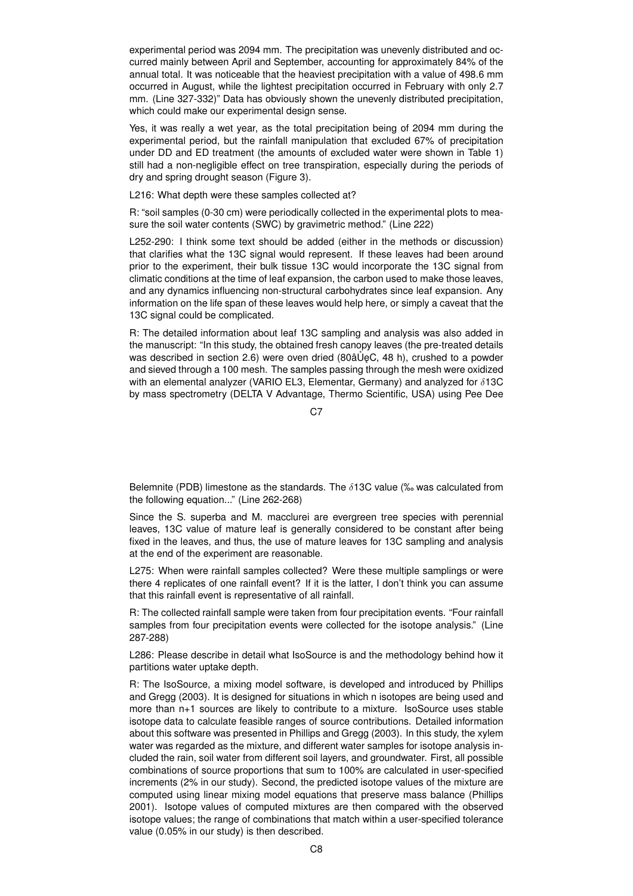experimental period was 2094 mm. The precipitation was unevenly distributed and occurred mainly between April and September, accounting for approximately 84% of the annual total. It was noticeable that the heaviest precipitation with a value of 498.6 mm occurred in August, while the lightest precipitation occurred in February with only 2.7 mm. (Line 327-332)" Data has obviously shown the unevenly distributed precipitation, which could make our experimental design sense.

Yes, it was really a wet year, as the total precipitation being of 2094 mm during the experimental period, but the rainfall manipulation that excluded 67% of precipitation under DD and ED treatment (the amounts of excluded water were shown in Table 1) still had a non-negligible effect on tree transpiration, especially during the periods of dry and spring drought season (Figure 3).

L216: What depth were these samples collected at?

R: "soil samples (0-30 cm) were periodically collected in the experimental plots to measure the soil water contents (SWC) by gravimetric method." (Line 222)

L252-290: I think some text should be added (either in the methods or discussion) that clarifies what the 13C signal would represent. If these leaves had been around prior to the experiment, their bulk tissue 13C would incorporate the 13C signal from climatic conditions at the time of leaf expansion, the carbon used to make those leaves, and any dynamics influencing non-structural carbohydrates since leaf expansion. Any information on the life span of these leaves would help here, or simply a caveat that the 13C signal could be complicated.

R: The detailed information about leaf 13C sampling and analysis was also added in the manuscript: "In this study, the obtained fresh canopy leaves (the pre-treated details was described in section 2.6) were oven dried (80âŮęC, 48 h), crushed to a powder and sieved through a 100 mesh. The samples passing through the mesh were oxidized with an elemental analyzer (VARIO EL3, Elementar, Germany) and analyzed for $\delta$13C by mass spectrometry (DELTA V Advantage, Thermo Scientific, USA) using Pee Dee Belemnite (PDB) limestone as the standards. The $\delta$13C value (‰ was calculated from the following equation..." (Line 262-268)

Since the S. superba and M. macclurei are evergreen tree species with perennial leaves, 13C value of mature leaf is generally considered to be constant after being fixed in the leaves, and thus, the use of mature leaves for 13C sampling and analysis at the end of the experiment are reasonable.

L275: When were rainfall samples collected? Were these multiple samplings or were there 4 replicates of one rainfall event? If it is the latter, I don't think you can assume that this rainfall event is representative of all rainfall.

R: The collected rainfall sample were taken from four precipitation events. "Four rainfall samples from four precipitation events were collected for the isotope analysis." (Line 287-288)

L286: Please describe in detail what IsoSource is and the methodology behind how it partitions water uptake depth.

R: The IsoSource, a mixing model software, is developed and introduced by Phillips and Gregg (2003). It is designed for situations in which n isotopes are being used and more than n+1 sources are likely to contribute to a mixture. IsoSource uses stable isotope data to calculate feasible ranges of source contributions. Detailed information about this software was presented in Phillips and Gregg (2003). In this study, the xylem water was regarded as the mixture, and different water samples for isotope analysis included the rain, soil water from different soil layers, and groundwater. First, all possible combinations of source proportions that sum to 100% are calculated in user-specified increments (2% in our study). Second, the predicted isotope values of the mixture are computed using linear mixing model equations that preserve mass balance (Phillips 2001). Isotope values of computed mixtures are then compared with the observed isotope values; the range of combinations that match within a user-specified tolerance value (0.05% in our study) is then described.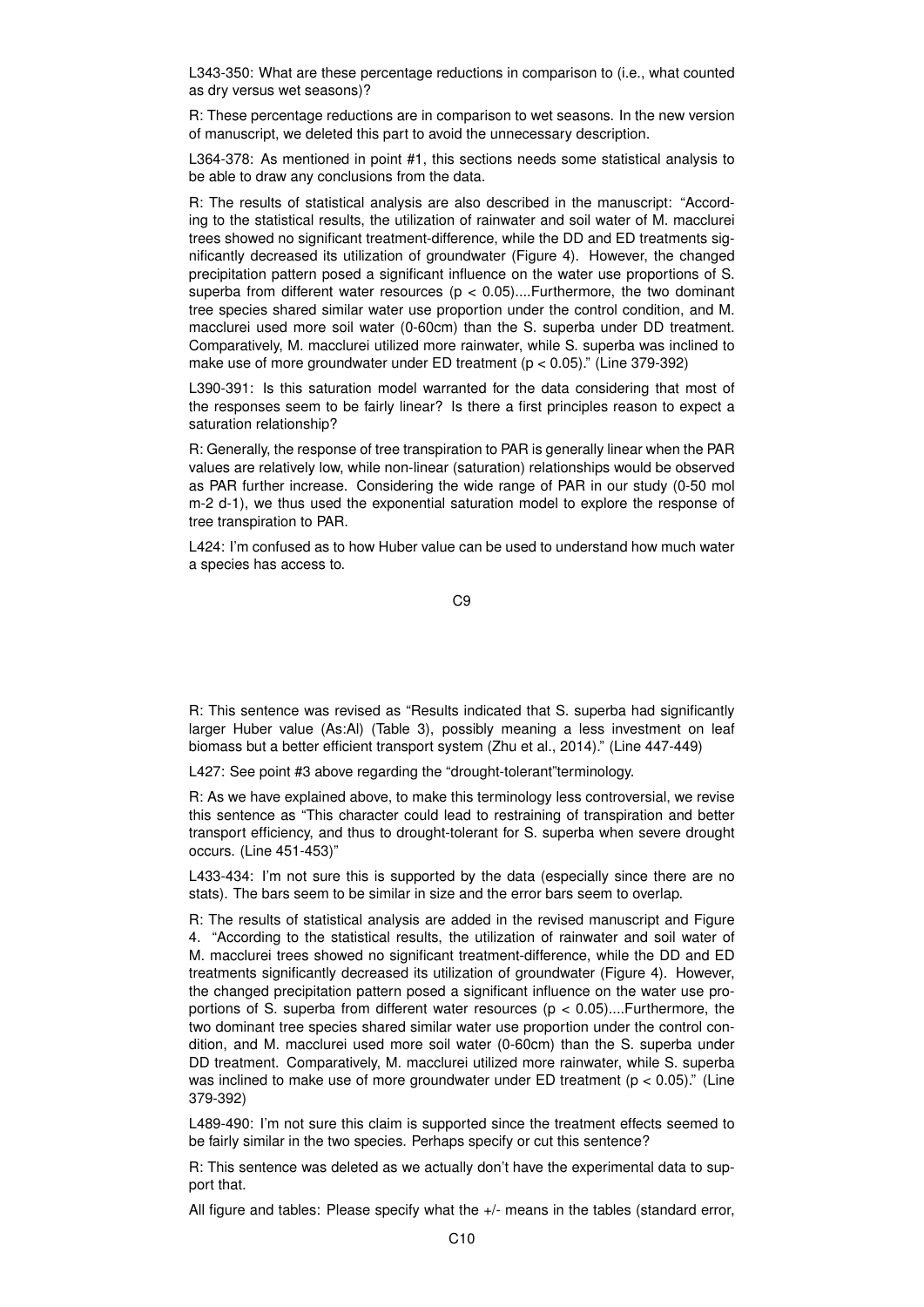L343-350: What are these percentage reductions in comparison to (i.e., what counted as dry versus wet seasons)?

R: These percentage reductions are in comparison to wet seasons. In the new version of manuscript, we deleted this part to avoid the unnecessary description.

L364-378: As mentioned in point #1, this sections needs some statistical analysis to be able to draw any conclusions from the data.

R: The results of statistical analysis are also described in the manuscript: "According to the statistical results, the utilization of rainwater and soil water of M. macclurei trees showed no significant treatment-difference, while the DD and ED treatments significantly decreased its utilization of groundwater (Figure 4). However, the changed precipitation pattern posed a significant influence on the water use proportions of S. superba from different water resources ($p < 0.05$)....Furthermore, the two dominant tree species shared similar water use proportion under the control condition, and M. macclurei used more soil water (0-60cm) than the S. superba under DD treatment. Comparatively, M. macclurei utilized more rainwater, while S. superba was inclined to make use of more groundwater under ED treatment ($p < 0.05$)." (Line 379-392)

L390-391: Is this saturation model warranted for the data considering that most of the responses seem to be fairly linear? Is there a first principles reason to expect a saturation relationship?

R: Generally, the response of tree transpiration to PAR is generally linear when the PAR values are relatively low, while non-linear (saturation) relationships would be observed as PAR further increase. Considering the wide range of PAR in our study (0-50 mol $m^{-2}$ $d^{-1}$), we thus used the exponential saturation model to explore the response of tree transpiration to PAR.

L424: I'm confused as to how Huber value can be used to understand how much water a species has access to.

R: This sentence was revised as "Results indicated that S. superba had significantly larger Huber value (As:Al) (Table 3), possibly meaning a less investment on leaf biomass but a better efficient transport system (Zhu et al., 2014)." (Line 447-449)

L427: See point #3 above regarding the "drought-tolerant"terminology.

R: As we have explained above, to make this terminology less controversial, we revise this sentence as "This character could lead to restraining of transpiration and better transport efficiency, and thus to drought-tolerant for S. superba when severe drought occurs. (Line 451-453)"

L433-434: I'm not sure this is supported by the data (especially since there are no stats). The bars seem to be similar in size and the error bars seem to overlap.

R: The results of statistical analysis are added in the revised manuscript and Figure 4. "According to the statistical results, the utilization of rainwater and soil water of M. macclurei trees showed no significant treatment-difference, while the DD and ED treatments significantly decreased its utilization of groundwater (Figure 4). However, the changed precipitation pattern posed a significant influence on the water use proportions of S. superba from different water resources ($p < 0.05$)....Furthermore, the two dominant tree species shared similar water use proportion under the control condition, and M. macclurei used more soil water (0-60cm) than the S. superba under DD treatment. Comparatively, M. macclurei utilized more rainwater, while S. superba was inclined to make use of more groundwater under ED treatment ($p < 0.05$)." (Line 379-392)

L489-490: I'm not sure this claim is supported since the treatment effects seemed to be fairly similar in the two species. Perhaps specify or cut this sentence?

R: This sentence was deleted as we actually don't have the experimental data to support that.

All figure and tables: Please specify what the +/- means in the tables (standard error,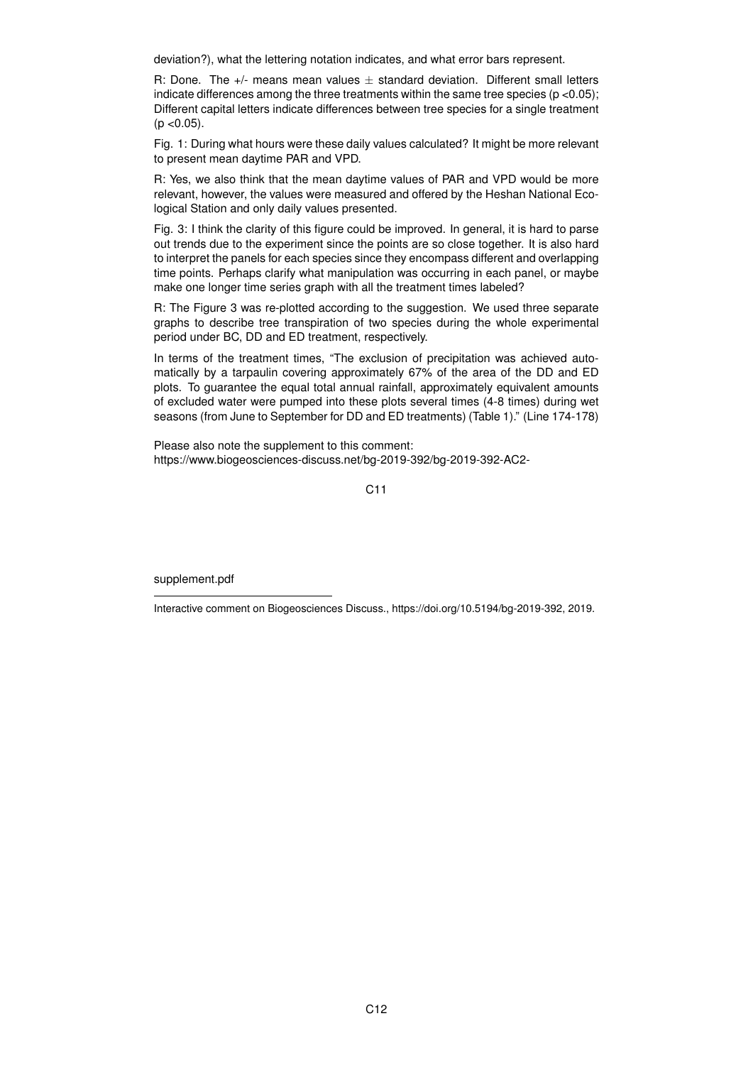deviation?), what the lettering notation indicates, and what error bars represent.

R: Done. The +/- means mean values $\pm$ standard deviation. Different small letters indicate differences among the three treatments within the same tree species ($p < 0.05$); Different capital letters indicate differences between tree species for a single treatment ($p < 0.05$).

Fig. 1: During what hours were these daily values calculated? It might be more relevant to present mean daytime PAR and VPD.

R: Yes, we also think that the mean daytime values of PAR and VPD would be more relevant, however, the values were measured and offered by the Heshan National Ecological Station and only daily values presented.

Fig. 3: I think the clarity of this figure could be improved. In general, it is hard to parse out trends due to the experiment since the points are so close together. It is also hard to interpret the panels for each species since they encompass different and overlapping time points. Perhaps clarify what manipulation was occurring in each panel, or maybe make one longer time series graph with all the treatment times labeled?

R: The Figure 3 was re-plotted according to the suggestion. We used three separate graphs to describe tree transpiration of two species during the whole experimental period under BC, DD and ED treatment, respectively.

In terms of the treatment times, "The exclusion of precipitation was achieved automatically by a tarpaulin covering approximately 67% of the area of the DD and ED plots. To guarantee the equal total annual rainfall, approximately equivalent amounts of excluded water were pumped into these plots several times (4-8 times) during wet seasons (from June to September for DD and ED treatments) (Table 1)." (Line 174-178)

Please also note the supplement to this comment:
https://www.biogeosciences-discuss.net/bg-2019-392/bg-2019-392-AC2-supplement.pdf

Interactive comment on Biogeosciences Discuss., https://doi.org/10.5194/bg-2019-392, 2019.